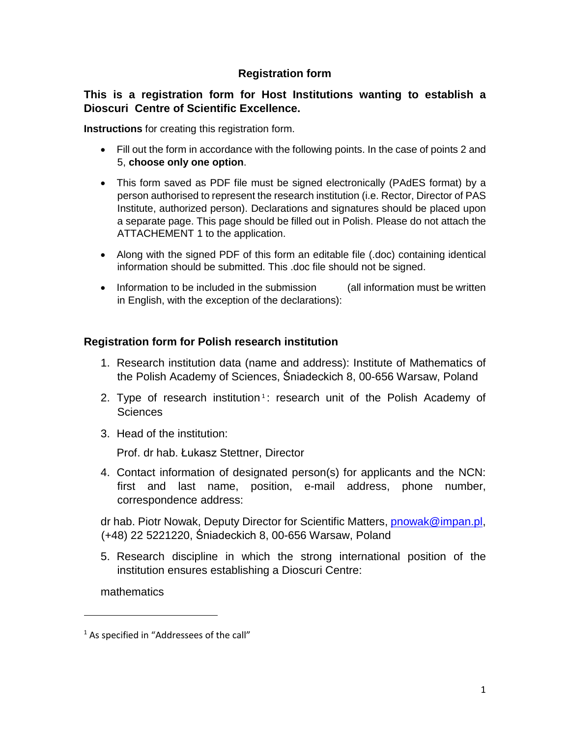# Registration form

## This is a registration form for Host Institutions wanting to establish a Dioscuri Centre of Scientific Excellence.

**Instructions** for creating this registration form.

- Fill out the form in accordance with the following points. In the case of points 2 and 5, **choose only one option**.
- This form saved as PDF file must be signed electronically (PAdES format) by a person authorised to represent the research institution (i.e. Rector, Director of PAS Institute, authorized person). Declarations and signatures should be placed upon a separate page. This page should be filled out in Polish. Please do not attach the ATTACHEMENT 1 to the application.
- Along with the signed PDF of this form an editable file (.doc) containing identical information should be submitted. This .doc file should not be signed.
- Information to be included in the submission (all information must be written in English, with the exception of the declarations):

## Registration form for Polish research institution

1. Research institution data (name and address): Institute of Mathematics of the Polish Academy of Sciences, Śniadeckich 8, 00-656 Warsaw, Poland
2. Type of research institution[1]: research unit of the Polish Academy of Sciences
3. Head of the institution:

   Prof. dr hab. Łukasz Stettner, Director
4. Contact information of designated person(s) for applicants and the NCN: first and last name, position, e-mail address, phone number, correspondence address:

dr hab. Piotr Nowak, Deputy Director for Scientific Matters, pnowak@impan.pl, (+48) 22 5221220, Śniadeckich 8, 00-656 Warsaw, Poland

5. Research discipline in which the strong international position of the institution ensures establishing a Dioscuri Centre:

mathematics

[1] As specified in "Addressees of the call"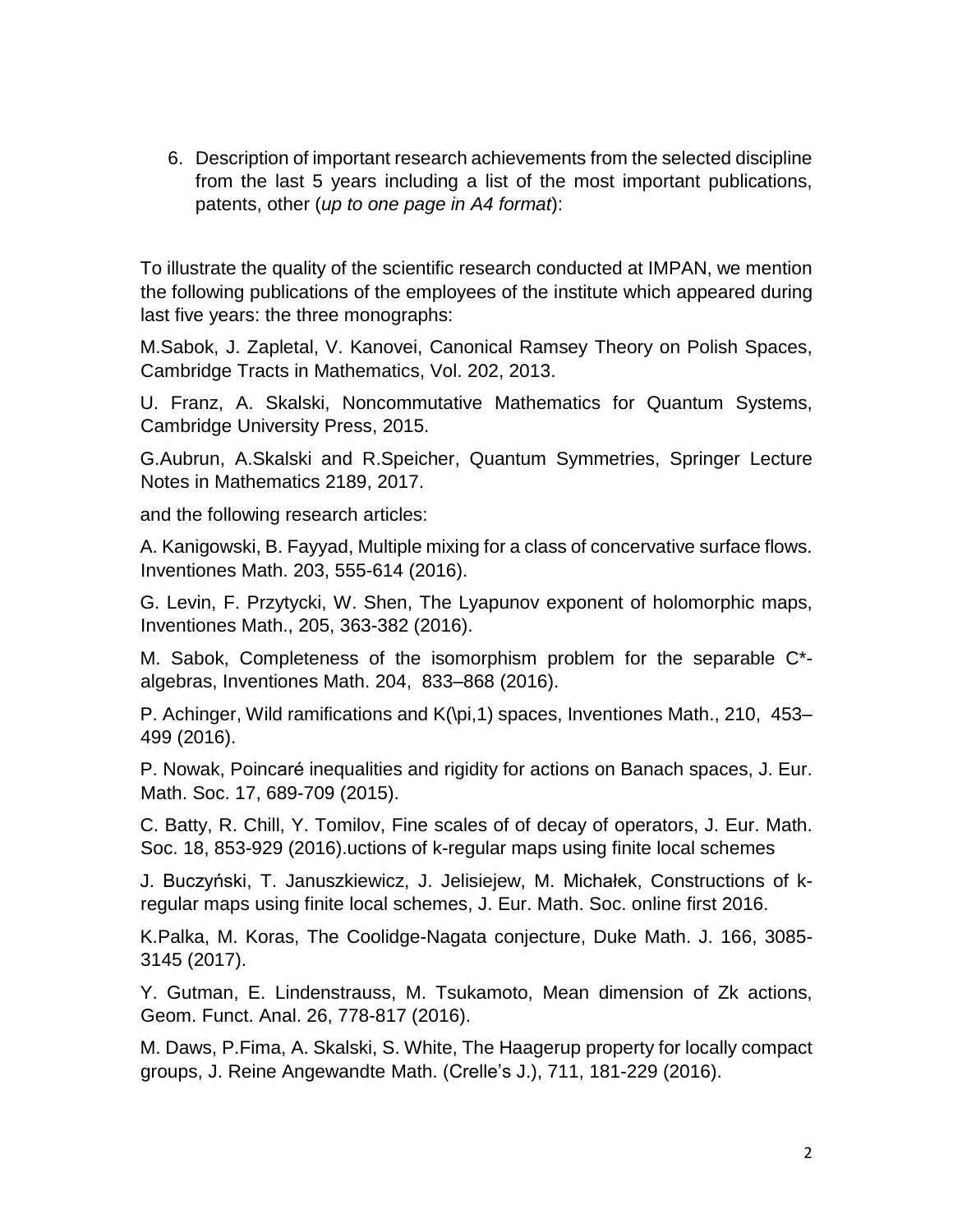6. Description of important research achievements from the selected discipline from the last 5 years including a list of the most important publications, patents, other (*up to one page in A4 format*):

To illustrate the quality of the scientific research conducted at IMPAN, we mention the following publications of the employees of the institute which appeared during last five years: the three monographs:

M.Sabok, J. Zapletal, V. Kanovei, Canonical Ramsey Theory on Polish Spaces, Cambridge Tracts in Mathematics, Vol. 202, 2013.

U. Franz, A. Skalski, Noncommutative Mathematics for Quantum Systems, Cambridge University Press, 2015.

G.Aubrun, A.Skalski and R.Speicher, Quantum Symmetries, Springer Lecture Notes in Mathematics 2189, 2017.

and the following research articles:

A. Kanigowski, B. Fayyad, Multiple mixing for a class of concervative surface flows. Inventiones Math. 203, 555-614 (2016).

G. Levin, F. Przytycki, W. Shen, The Lyapunov exponent of holomorphic maps, Inventiones Math., 205, 363-382 (2016).

M. Sabok, Completeness of the isomorphism problem for the separable C*-algebras, Inventiones Math. 204, 833–868 (2016).

P. Achinger, Wild ramifications and $K(\pi,1)$ spaces, Inventiones Math., 210, 453–499 (2016).

P. Nowak, Poincaré inequalities and rigidity for actions on Banach spaces, J. Eur. Math. Soc. 17, 689-709 (2015).

C. Batty, R. Chill, Y. Tomilov, Fine scales of of decay of operators, J. Eur. Math. Soc. 18, 853-929 (2016).uctions of k-regular maps using finite local schemes

J. Buczyński, T. Januszkiewicz, J. Jelisiejew, M. Michałek, Constructions of k-regular maps using finite local schemes, J. Eur. Math. Soc. online first 2016.

K.Palka, M. Koras, The Coolidge-Nagata conjecture, Duke Math. J. 166, 3085-3145 (2017).

Y. Gutman, E. Lindenstrauss, M. Tsukamoto, Mean dimension of Zk actions, Geom. Funct. Anal. 26, 778-817 (2016).

M. Daws, P.Fima, A. Skalski, S. White, The Haagerup property for locally compact groups, J. Reine Angewandte Math. (Crelle's J.), 711, 181-229 (2016).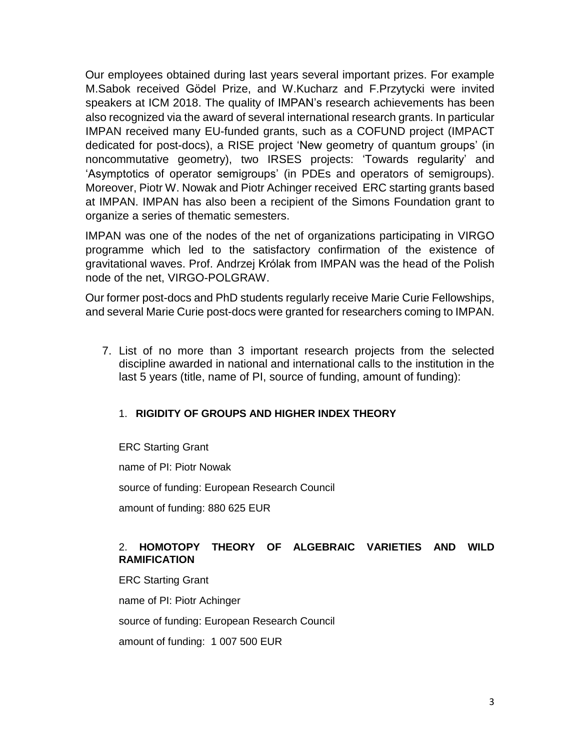Our employees obtained during last years several important prizes. For example M.Sabok received Gödel Prize, and W.Kucharz and F.Przytycki were invited speakers at ICM 2018. The quality of IMPAN's research achievements has been also recognized via the award of several international research grants. In particular IMPAN received many EU-funded grants, such as a COFUND project (IMPACT dedicated for post-docs), a RISE project 'New geometry of quantum groups' (in noncommutative geometry), two IRSES projects: 'Towards regularity' and 'Asymptotics of operator semigroups' (in PDEs and operators of semigroups). Moreover, Piotr W. Nowak and Piotr Achinger received ERC starting grants based at IMPAN. IMPAN has also been a recipient of the Simons Foundation grant to organize a series of thematic semesters.

IMPAN was one of the nodes of the net of organizations participating in VIRGO programme which led to the satisfactory confirmation of the existence of gravitational waves. Prof. Andrzej Królak from IMPAN was the head of the Polish node of the net, VIRGO-POLGRAW.

Our former post-docs and PhD students regularly receive Marie Curie Fellowships, and several Marie Curie post-docs were granted for researchers coming to IMPAN.

7. List of no more than 3 important research projects from the selected discipline awarded in national and international calls to the institution in the last 5 years (title, name of PI, source of funding, amount of funding):

1. **RIGIDITY OF GROUPS AND HIGHER INDEX THEORY**

ERC Starting Grant

name of PI: Piotr Nowak

source of funding: European Research Council

amount of funding: 880 625 EUR

2. **HOMOTOPY THEORY OF ALGEBRAIC VARIETIES AND WILD RAMIFICATION**

ERC Starting Grant

name of PI: Piotr Achinger

source of funding: European Research Council

amount of funding: 1 007 500 EUR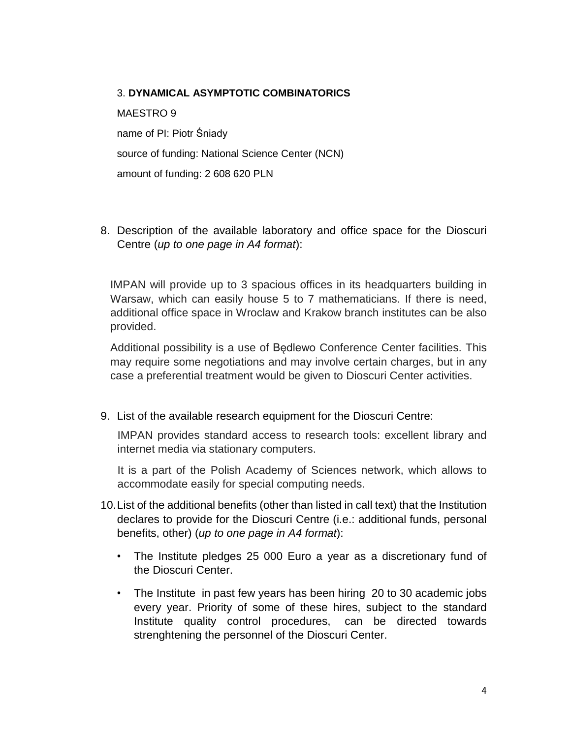3. **DYNAMICAL ASYMPTOTIC COMBINATORICS**

MAESTRO 9

name of PI: Piotr Śniady

source of funding: National Science Center (NCN)

amount of funding: 2 608 620 PLN

8. Description of the available laboratory and office space for the Dioscuri Centre (*up to one page in A4 format*):

IMPAN will provide up to 3 spacious offices in its headquarters building in Warsaw, which can easily house 5 to 7 mathematicians. If there is need, additional office space in Wroclaw and Krakow branch institutes can be also provided.

Additional possibility is a use of Będlewo Conference Center facilities. This may require some negotiations and may involve certain charges, but in any case a preferential treatment would be given to Dioscuri Center activities.

9. List of the available research equipment for the Dioscuri Centre:

IMPAN provides standard access to research tools: excellent library and internet media via stationary computers.

It is a part of the Polish Academy of Sciences network, which allows to accommodate easily for special computing needs.

10. List of the additional benefits (other than listed in call text) that the Institution declares to provide for the Dioscuri Centre (i.e.: additional funds, personal benefits, other) (*up to one page in A4 format*):

- The Institute pledges 25 000 Euro a year as a discretionary fund of the Dioscuri Center.
- The Institute in past few years has been hiring 20 to 30 academic jobs every year. Priority of some of these hires, subject to the standard Institute quality control procedures, can be directed towards strenghtening the personnel of the Dioscuri Center.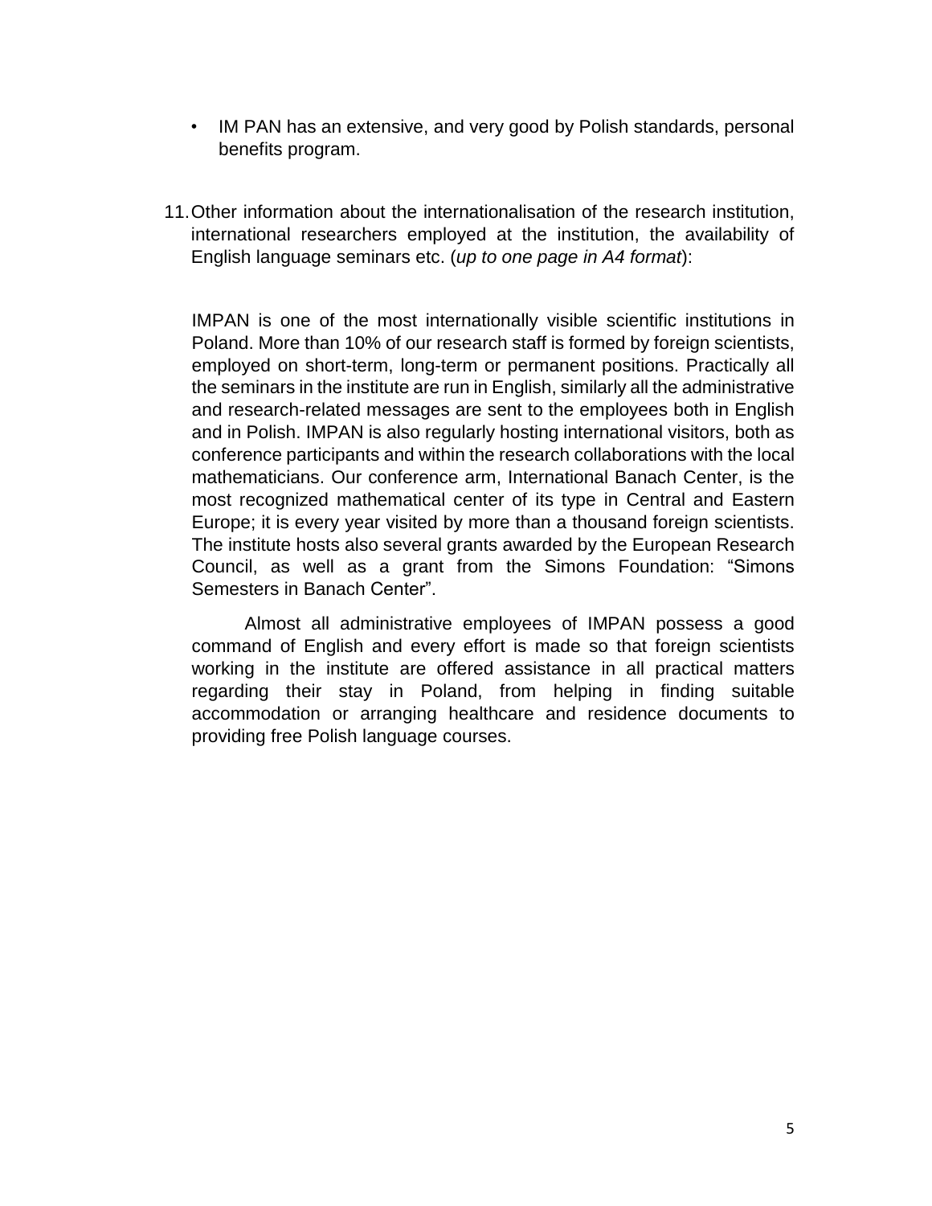- IM PAN has an extensive, and very good by Polish standards, personal benefits program.

11. Other information about the internationalisation of the research institution, international researchers employed at the institution, the availability of English language seminars etc. (*up to one page in A4 format*):

IMPAN is one of the most internationally visible scientific institutions in Poland. More than 10% of our research staff is formed by foreign scientists, employed on short-term, long-term or permanent positions. Practically all the seminars in the institute are run in English, similarly all the administrative and research-related messages are sent to the employees both in English and in Polish. IMPAN is also regularly hosting international visitors, both as conference participants and within the research collaborations with the local mathematicians. Our conference arm, International Banach Center, is the most recognized mathematical center of its type in Central and Eastern Europe; it is every year visited by more than a thousand foreign scientists. The institute hosts also several grants awarded by the European Research Council, as well as a grant from the Simons Foundation: "Simons Semesters in Banach Center".

Almost all administrative employees of IMPAN possess a good command of English and every effort is made so that foreign scientists working in the institute are offered assistance in all practical matters regarding their stay in Poland, from helping in finding suitable accommodation or arranging healthcare and residence documents to providing free Polish language courses.